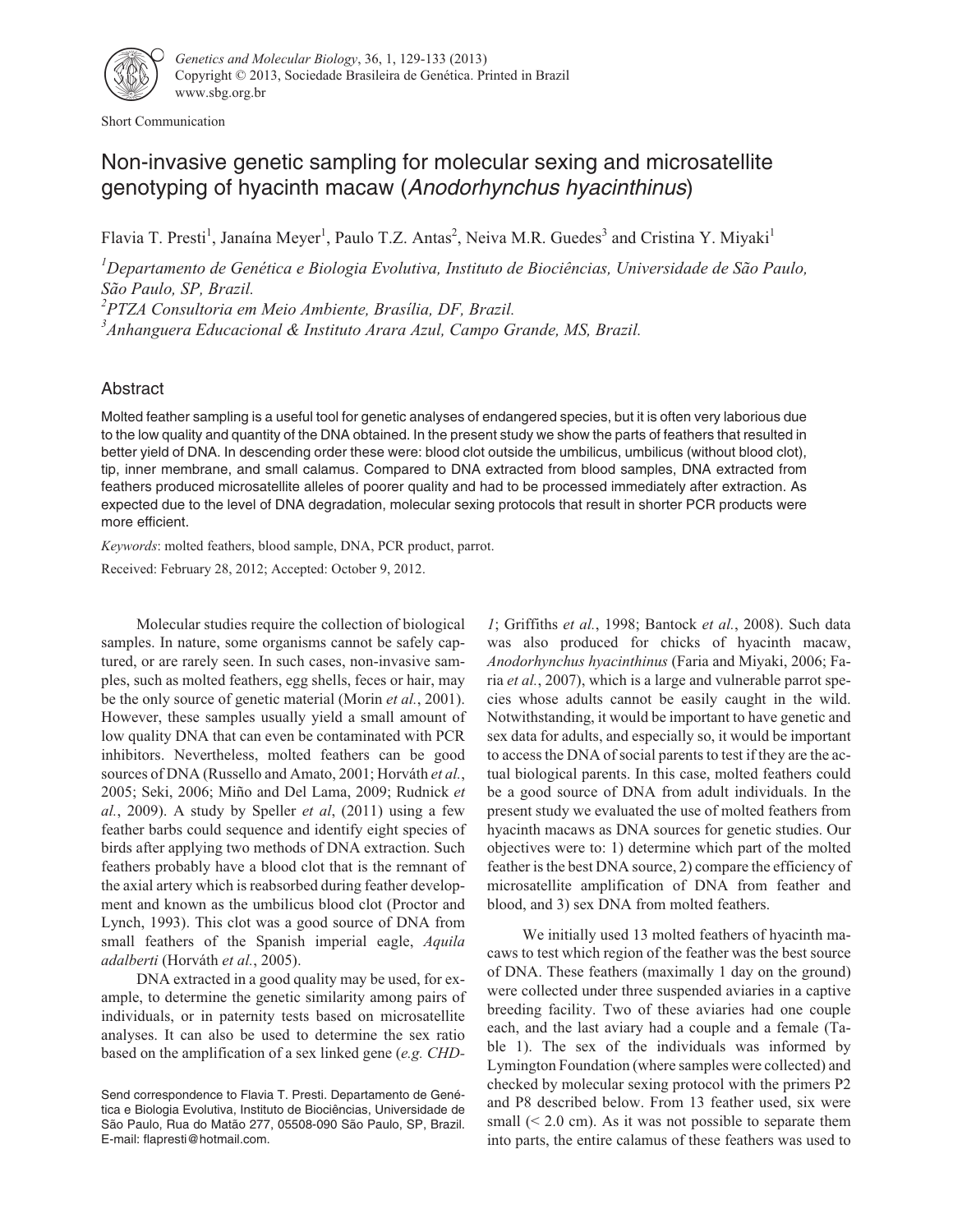Short Communication

# Non-invasive genetic sampling for molecular sexing and microsatellite genotyping of hyacinth macaw (*Anodorhynchus hyacinthinus*)

Flavia T. Presti[1], Janaína Meyer[1], Paulo T.Z. Antas[2], Neiva M.R. Guedes[3] and Cristina Y. Miyaki[1]

[1]*Departamento de Genética e Biologia Evolutiva, Instituto de Biociências, Universidade de São Paulo, São Paulo, SP, Brazil.*
[2]*PTZA Consultoria em Meio Ambiente, Brasília, DF, Brazil.*
[3]*Anhanguera Educacional & Instituto Arara Azul, Campo Grande, MS, Brazil.*

## Abstract

Molted feather sampling is a useful tool for genetic analyses of endangered species, but it is often very laborious due to the low quality and quantity of the DNA obtained. In the present study we show the parts of feathers that resulted in better yield of DNA. In descending order these were: blood clot outside the umbilicus, umbilicus (without blood clot), tip, inner membrane, and small calamus. Compared to DNA extracted from blood samples, DNA extracted from feathers produced microsatellite alleles of poorer quality and had to be processed immediately after extraction. As expected due to the level of DNA degradation, molecular sexing protocols that result in shorter PCR products were more efficient.

*Keywords*: molted feathers, blood sample, DNA, PCR product, parrot.

Received: February 28, 2012; Accepted: October 9, 2012.

Molecular studies require the collection of biological samples. In nature, some organisms cannot be safely captured, or are rarely seen. In such cases, non-invasive samples, such as molted feathers, egg shells, feces or hair, may be the only source of genetic material (Morin *et al.*, 2001). However, these samples usually yield a small amount of low quality DNA that can even be contaminated with PCR inhibitors. Nevertheless, molted feathers can be good sources of DNA (Russello and Amato, 2001; Horváth *et al.*, 2005; Seki, 2006; Miño and Del Lama, 2009; Rudnick *et al.*, 2009). A study by Speller *et al*, (2011) using a few feather barbs could sequence and identify eight species of birds after applying two methods of DNA extraction. Such feathers probably have a blood clot that is the remnant of the axial artery which is reabsorbed during feather development and known as the umbilicus blood clot (Proctor and Lynch, 1993). This clot was a good source of DNA from small feathers of the Spanish imperial eagle, *Aquila adalberti* (Horváth *et al.*, 2005).

DNA extracted in a good quality may be used, for example, to determine the genetic similarity among pairs of individuals, or in paternity tests based on microsatellite analyses. It can also be used to determine the sex ratio based on the amplification of a sex linked gene (*e.g. CHD-1*; Griffiths *et al.*, 1998; Bantock *et al.*, 2008). Such data was also produced for chicks of hyacinth macaw, *Anodorhynchus hyacinthinus* (Faria and Miyaki, 2006; Faria *et al.*, 2007), which is a large and vulnerable parrot species whose adults cannot be easily caught in the wild. Notwithstanding, it would be important to have genetic and sex data for adults, and especially so, it would be important to access the DNA of social parents to test if they are the actual biological parents. In this case, molted feathers could be a good source of DNA from adult individuals. In the present study we evaluated the use of molted feathers from hyacinth macaws as DNA sources for genetic studies. Our objectives were to: 1) determine which part of the molted feather is the best DNA source, 2) compare the efficiency of microsatellite amplification of DNA from feather and blood, and 3) sex DNA from molted feathers.

We initially used 13 molted feathers of hyacinth macaws to test which region of the feather was the best source of DNA. These feathers (maximally 1 day on the ground) were collected under three suspended aviaries in a captive breeding facility. Two of these aviaries had one couple each, and the last aviary had a couple and a female (Table 1). The sex of the individuals was informed by Lymington Foundation (where samples were collected) and checked by molecular sexing protocol with the primers P2 and P8 described below. From 13 feather used, six were small (< 2.0 cm). As it was not possible to separate them into parts, the entire calamus of these feathers was used to

Send correspondence to Flavia T. Presti. Departamento de Genética e Biologia Evolutiva, Instituto de Biociências, Universidade de São Paulo, Rua do Matão 277, 05508-090 São Paulo, SP, Brazil. E-mail: flapresti@hotmail.com.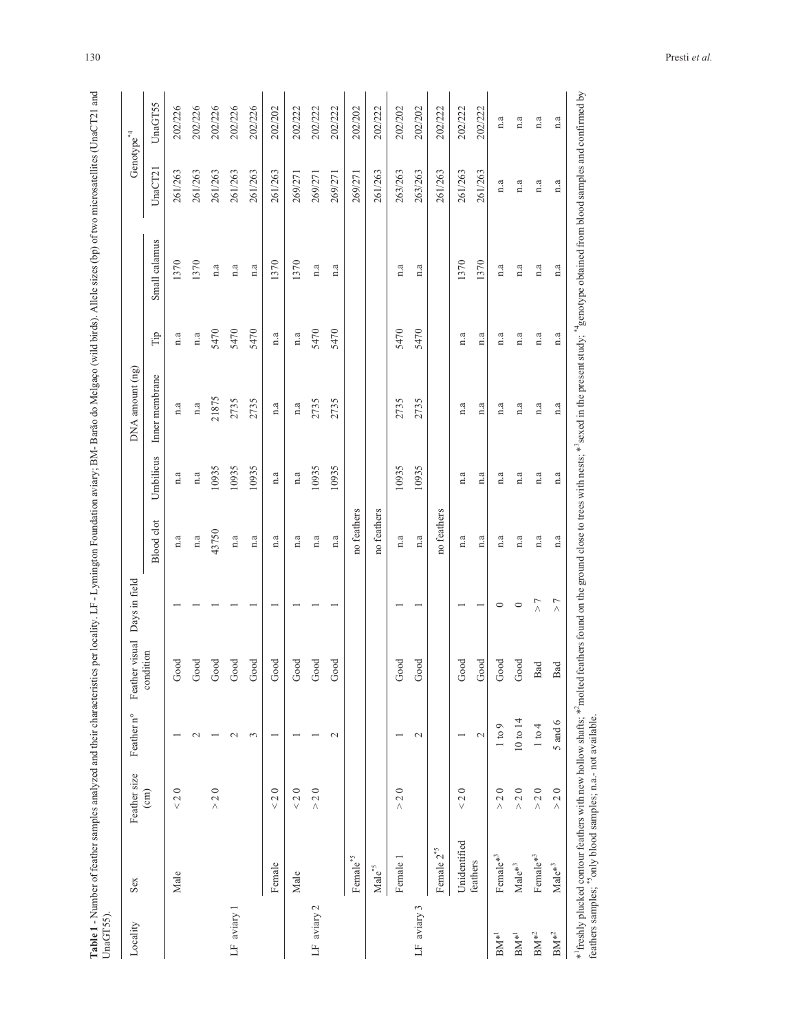**Table 1** - Number of feather samples analyzed and their characteristics per locality. LF - Lymington Foundation aviary; BM- Barão do Melgaço (wild birds). Allele sizes (bp) of two microsatellites (UnaCT21 and UnaGT55).

| Locality | Sex | Feather size (cm) | Feather n° | Feather visual condition | Days in field | DNA amount (ng) | | | | | Genotype*4 | |
|---|---|---|---|---|---|---|---|---|---|---|---|---|
| | | | | | | Blood clot | Umbilicus | Inner membrane | Tip | Small calamus | UnaCT21 | UnaGT55 |
| LF aviary 1 | Male | < 2 0 | 1 | Good | 1 | n.a | n.a | n.a | n.a | 1370 | 261/263 | 202/226 |
| | | | 2 | Good | 1 | n.a | n.a | n.a | n.a | 1370 | 261/263 | 202/226 |
| | | > 2 0 | 1 | Good | 1 | 43750 | 10935 | 21875 | 5470 | n.a | 261/263 | 202/226 |
| | | | 2 | Good | 1 | n.a | 10935 | 2735 | 5470 | n.a | 261/263 | 202/226 |
| | | | 3 | Good | 1 | n.a | 10935 | 2735 | 5470 | n.a | 261/263 | 202/226 |
| | Female | < 2 0 | 1 | Good | 1 | n.a | n.a | n.a | n.a | 1370 | 261/263 | 202/202 |
| LF aviary 2 | Male | < 2 0 | 1 | Good | 1 | n.a | n.a | n.a | n.a | 1370 | 269/271 | 202/222 |
| | | > 2 0 | 1 | Good | 1 | n.a | 10935 | 2735 | 5470 | n.a | 269/271 | 202/222 |
| | | | 2 | Good | 1 | n.a | 10935 | 2735 | 5470 | n.a | 269/271 | 202/222 |
| | Female*5 | | | | | no feathers | | | | | 269/271 | 202/202 |
| | Male*5 | | | | | no feathers | | | | | 261/263 | 202/222 |
| LF aviary 3 | Female 1 | > 2 0 | 1 | Good | 1 | n.a | 10935 | 2735 | 5470 | n.a | 263/263 | 202/202 |
| | | | 2 | Good | 1 | n.a | 10935 | 2735 | 5470 | n.a | 263/263 | 202/202 |
| | Female 2*5 | | | | | no feathers | | | | | 261/263 | 202/222 |
| | Unidentified feathers | < 2 0 | 1 | Good | 1 | n.a | n.a | n.a | n.a | 1370 | 261/263 | 202/222 |
| | | | 2 | Good | 1 | n.a | n.a | n.a | n.a | 1370 | 261/263 | 202/222 |
| BM*1 | Female*3 | > 2 0 | 1 to 9 | Good | 0 | n.a | n.a | n.a | n.a | n.a | n.a | n.a |
| BM*1 | Male*3 | > 2 0 | 10 to 14 | Good | 0 | n.a | n.a | n.a | n.a | n.a | n.a | n.a |
| BM*2 | Female*3 | > 2 0 | 1 to 4 | Bad | > 7 | n.a | n.a | n.a | n.a | n.a | n.a | n.a |
| BM*2 | Male*3 | > 2 0 | 5 and 6 | Bad | > 7 | n.a | n.a | n.a | n.a | n.a | n.a | n.a |

*1 freshly plucked contour feathers with new hollow shafts; *2 molted feathers found on the ground close to trees with nests; *3 sexed in the present study; *4 genotype obtained from blood samples and confirmed by feathers samples; *5 only blood samples; n.a.- not available.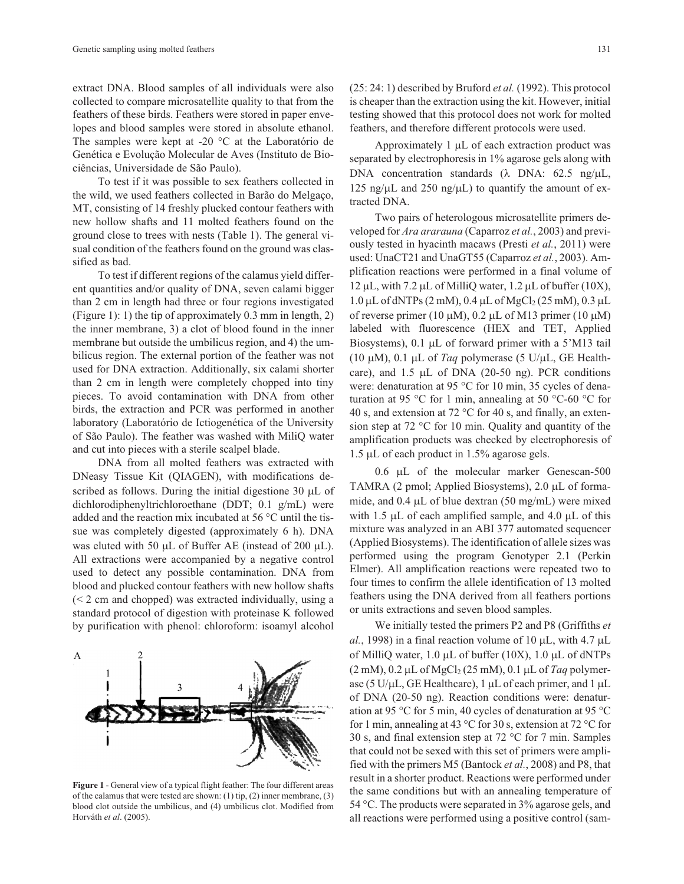extract DNA. Blood samples of all individuals were also collected to compare microsatellite quality to that from the feathers of these birds. Feathers were stored in paper envelopes and blood samples were stored in absolute ethanol. The samples were kept at -20 °C at the Laboratório de Genética e Evolução Molecular de Aves (Instituto de Biociências, Universidade de São Paulo).

To test if it was possible to sex feathers collected in the wild, we used feathers collected in Barão do Melgaço, MT, consisting of 14 freshly plucked contour feathers with new hollow shafts and 11 molted feathers found on the ground close to trees with nests (Table 1). The general visual condition of the feathers found on the ground was classified as bad.

To test if different regions of the calamus yield different quantities and/or quality of DNA, seven calami bigger than 2 cm in length had three or four regions investigated (Figure 1): 1) the tip of approximately 0.3 mm in length, 2) the inner membrane, 3) a clot of blood found in the inner membrane but outside the umbilicus region, and 4) the umbilicus region. The external portion of the feather was not used for DNA extraction. Additionally, six calami shorter than 2 cm in length were completely chopped into tiny pieces. To avoid contamination with DNA from other birds, the extraction and PCR was performed in another laboratory (Laboratório de Ictiogenética of the University of São Paulo). The feather was washed with MiliQ water and cut into pieces with a sterile scalpel blade.

DNA from all molted feathers was extracted with DNeasy Tissue Kit (QIAGEN), with modifications described as follows. During the initial digestione 30 μL of dichlorodiphenyltrichloroethane (DDT; 0.1 g/mL) were added and the reaction mix incubated at 56 °C until the tissue was completely digested (approximately 6 h). DNA was eluted with 50 μL of Buffer AE (instead of 200 μL). All extractions were accompanied by a negative control used to detect any possible contamination. DNA from blood and plucked contour feathers with new hollow shafts (< 2 cm and chopped) was extracted individually, using a standard protocol of digestion with proteinase K followed by purification with phenol: chloroform: isoamyl alcohol

**Figure 1** - General view of a typical flight feather: The four different areas of the calamus that were tested are shown: (1) tip, (2) inner membrane, (3) blood clot outside the umbilicus, and (4) umbilicus clot. Modified from Horváth *et al*. (2005).

(25: 24: 1) described by Bruford *et al.* (1992). This protocol is cheaper than the extraction using the kit. However, initial testing showed that this protocol does not work for molted feathers, and therefore different protocols were used.

Approximately 1 μL of each extraction product was separated by electrophoresis in 1% agarose gels along with DNA concentration standards (λ DNA: 62.5 ng/μL, 125 ng/μL and 250 ng/μL) to quantify the amount of extracted DNA.

Two pairs of heterologous microsatellite primers developed for *Ara ararauna* (Caparroz *et al.*, 2003) and previously tested in hyacinth macaws (Presti *et al.*, 2011) were used: UnaCT21 and UnaGT55 (Caparroz *et al.*, 2003). Amplification reactions were performed in a final volume of 12 μL, with 7.2 μL of MilliQ water, 1.2 μL of buffer (10X), 1.0 μL of dNTPs (2 mM), 0.4 μL of $MgCl_2$ (25 mM), 0.3 μL of reverse primer (10 μM), 0.2 μL of M13 primer (10 μM) labeled with fluorescence (HEX and TET, Applied Biosystems), 0.1 μL of forward primer with a 5'M13 tail (10 μM), 0.1 μL of *Taq* polymerase (5 U/μL, GE Healthcare), and 1.5 μL of DNA (20-50 ng). PCR conditions were: denaturation at 95 °C for 10 min, 35 cycles of denaturation at 95 °C for 1 min, annealing at 50 °C-60 °C for 40 s, and extension at 72 °C for 40 s, and finally, an extension step at 72 °C for 10 min. Quality and quantity of the amplification products was checked by electrophoresis of 1.5 μL of each product in 1.5% agarose gels.

0.6 μL of the molecular marker Genescan-500 TAMRA (2 pmol; Applied Biosystems), 2.0 μL of formamide, and 0.4 μL of blue dextran (50 mg/mL) were mixed with 1.5 μL of each amplified sample, and 4.0 μL of this mixture was analyzed in an ABI 377 automated sequencer (Applied Biosystems). The identification of allele sizes was performed using the program Genotyper 2.1 (Perkin Elmer). All amplification reactions were repeated two to four times to confirm the allele identification of 13 molted feathers using the DNA derived from all feathers portions or units extractions and seven blood samples.

We initially tested the primers P2 and P8 (Griffiths *et al.*, 1998) in a final reaction volume of 10 μL, with 4.7 μL of MilliQ water, 1.0 μL of buffer (10X), 1.0 μL of dNTPs (2 mM), 0.2 μL of $MgCl_2$ (25 mM), 0.1 μL of *Taq* polymerase (5 U/μL, GE Healthcare), 1 μL of each primer, and 1 μL of DNA (20-50 ng). Reaction conditions were: denaturation at 95 °C for 5 min, 40 cycles of denaturation at 95 °C for 1 min, annealing at 43 °C for 30 s, extension at 72 °C for 30 s, and final extension step at 72 °C for 7 min. Samples that could not be sexed with this set of primers were amplified with the primers M5 (Bantock *et al.*, 2008) and P8, that result in a shorter product. Reactions were performed under the same conditions but with an annealing temperature of 54 °C. The products were separated in 3% agarose gels, and all reactions were performed using a positive control (sam-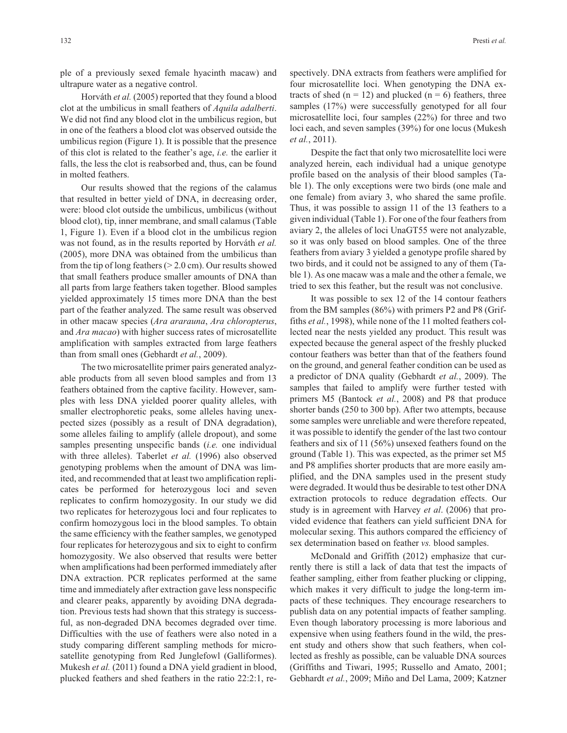ple of a previously sexed female hyacinth macaw) and ultrapure water as a negative control.

Horváth *et al.* (2005) reported that they found a blood clot at the umbilicus in small feathers of *Aquila adalberti*. We did not find any blood clot in the umbilicus region, but in one of the feathers a blood clot was observed outside the umbilicus region (Figure 1). It is possible that the presence of this clot is related to the feather's age, *i.e.* the earlier it falls, the less the clot is reabsorbed and, thus, can be found in molted feathers.

Our results showed that the regions of the calamus that resulted in better yield of DNA, in decreasing order, were: blood clot outside the umbilicus, umbilicus (without blood clot), tip, inner membrane, and small calamus (Table 1, Figure 1). Even if a blood clot in the umbilicus region was not found, as in the results reported by Horváth *et al.* (2005), more DNA was obtained from the umbilicus than from the tip of long feathers (> 2.0 cm). Our results showed that small feathers produce smaller amounts of DNA than all parts from large feathers taken together. Blood samples yielded approximately 15 times more DNA than the best part of the feather analyzed. The same result was observed in other macaw species (*Ara ararauna*, *Ara chloropterus*, and *Ara macao*) with higher success rates of microsatellite amplification with samples extracted from large feathers than from small ones (Gebhardt *et al.*, 2009).

The two microsatellite primer pairs generated analyzable products from all seven blood samples and from 13 feathers obtained from the captive facility. However, samples with less DNA yielded poorer quality alleles, with smaller electrophoretic peaks, some alleles having unexpected sizes (possibly as a result of DNA degradation), some alleles failing to amplify (allele dropout), and some samples presenting unspecific bands (*i.e.* one individual with three alleles). Taberlet *et al.* (1996) also observed genotyping problems when the amount of DNA was limited, and recommended that at least two amplification replicates be performed for heterozygous loci and seven replicates to confirm homozygosity. In our study we did two replicates for heterozygous loci and four replicates to confirm homozygous loci in the blood samples. To obtain the same efficiency with the feather samples, we genotyped four replicates for heterozygous and six to eight to confirm homozygosity. We also observed that results were better when amplifications had been performed immediately after DNA extraction. PCR replicates performed at the same time and immediately after extraction gave less nonspecific and clearer peaks, apparently by avoiding DNA degradation. Previous tests had shown that this strategy is successful, as non-degraded DNA becomes degraded over time. Difficulties with the use of feathers were also noted in a study comparing different sampling methods for microsatellite genotyping from Red Junglefowl (Galliformes). Mukesh *et al.* (2011) found a DNA yield gradient in blood, plucked feathers and shed feathers in the ratio 22:2:1, respectively. DNA extracts from feathers were amplified for four microsatellite loci. When genotyping the DNA extracts of shed (n = 12) and plucked (n = 6) feathers, three samples (17%) were successfully genotyped for all four microsatellite loci, four samples (22%) for three and two loci each, and seven samples (39%) for one locus (Mukesh *et al.*, 2011).

Despite the fact that only two microsatellite loci were analyzed herein, each individual had a unique genotype profile based on the analysis of their blood samples (Table 1). The only exceptions were two birds (one male and one female) from aviary 3, who shared the same profile. Thus, it was possible to assign 11 of the 13 feathers to a given individual (Table 1). For one of the four feathers from aviary 2, the alleles of loci UnaGT55 were not analyzable, so it was only based on blood samples. One of the three feathers from aviary 3 yielded a genotype profile shared by two birds, and it could not be assigned to any of them (Table 1). As one macaw was a male and the other a female, we tried to sex this feather, but the result was not conclusive.

It was possible to sex 12 of the 14 contour feathers from the BM samples (86%) with primers P2 and P8 (Griffiths *et al.*, 1998), while none of the 11 molted feathers collected near the nests yielded any product. This result was expected because the general aspect of the freshly plucked contour feathers was better than that of the feathers found on the ground, and general feather condition can be used as a predictor of DNA quality (Gebhardt *et al.*, 2009). The samples that failed to amplify were further tested with primers M5 (Bantock *et al.*, 2008) and P8 that produce shorter bands (250 to 300 bp). After two attempts, because some samples were unreliable and were therefore repeated, it was possible to identify the gender of the last two contour feathers and six of 11 (56%) unsexed feathers found on the ground (Table 1). This was expected, as the primer set M5 and P8 amplifies shorter products that are more easily amplified, and the DNA samples used in the present study were degraded. It would thus be desirable to test other DNA extraction protocols to reduce degradation effects. Our study is in agreement with Harvey *et al*. (2006) that provided evidence that feathers can yield sufficient DNA for molecular sexing. This authors compared the efficiency of sex determination based on feather *vs.* blood samples.

McDonald and Griffith (2012) emphasize that currently there is still a lack of data that test the impacts of feather sampling, either from feather plucking or clipping, which makes it very difficult to judge the long-term impacts of these techniques. They encourage researchers to publish data on any potential impacts of feather sampling. Even though laboratory processing is more laborious and expensive when using feathers found in the wild, the present study and others show that such feathers, when collected as freshly as possible, can be valuable DNA sources (Griffiths and Tiwari, 1995; Russello and Amato, 2001; Gebhardt *et al.*, 2009; Miño and Del Lama, 2009; Katzner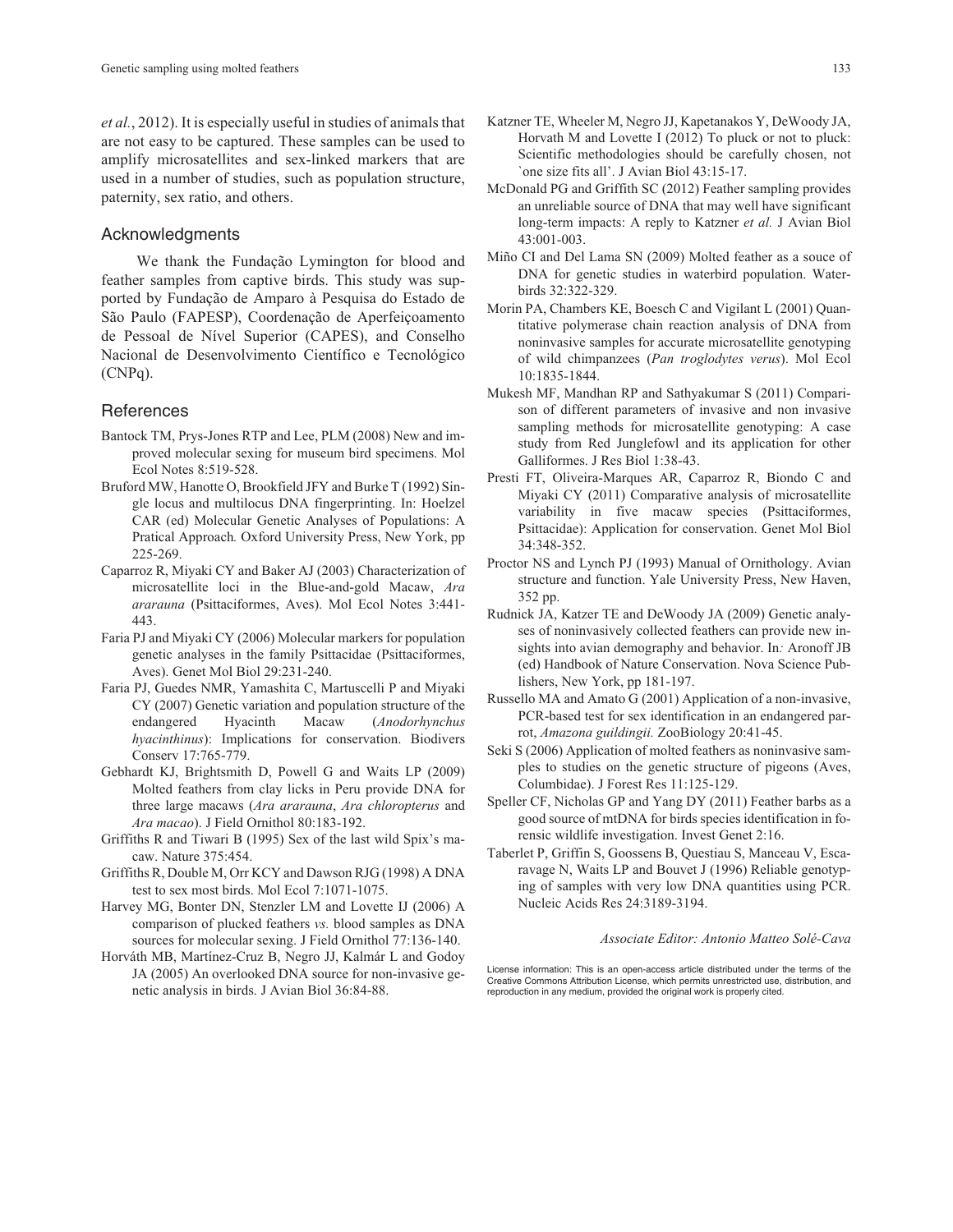*et al.*, 2012). It is especially useful in studies of animals that are not easy to be captured. These samples can be used to amplify microsatellites and sex-linked markers that are used in a number of studies, such as population structure, paternity, sex ratio, and others.

## Acknowledgments

We thank the Fundação Lymington for blood and feather samples from captive birds. This study was supported by Fundação de Amparo à Pesquisa do Estado de São Paulo (FAPESP), Coordenação de Aperfeiçoamento de Pessoal de Nível Superior (CAPES), and Conselho Nacional de Desenvolvimento Científico e Tecnológico (CNPq).

## References

Bantock TM, Prys-Jones RTP and Lee, PLM (2008) New and improved molecular sexing for museum bird specimens. Mol Ecol Notes 8:519-528.

Bruford MW, Hanotte O, Brookfield JFY and Burke T (1992) Single locus and multilocus DNA fingerprinting. In: Hoelzel CAR (ed) Molecular Genetic Analyses of Populations: A Pratical Approach*.* Oxford University Press, New York, pp 225-269.

Caparroz R, Miyaki CY and Baker AJ (2003) Characterization of microsatellite loci in the Blue-and-gold Macaw, *Ara ararauna* (Psittaciformes, Aves). Mol Ecol Notes 3:441-443.

Faria PJ and Miyaki CY (2006) Molecular markers for population genetic analyses in the family Psittacidae (Psittaciformes, Aves). Genet Mol Biol 29:231-240.

Faria PJ, Guedes NMR, Yamashita C, Martuscelli P and Miyaki CY (2007) Genetic variation and population structure of the endangered Hyacinth Macaw (*Anodorhynchus hyacinthinus*): Implications for conservation. Biodivers Conserv 17:765-779.

Gebhardt KJ, Brightsmith D, Powell G and Waits LP (2009) Molted feathers from clay licks in Peru provide DNA for three large macaws (*Ara ararauna*, *Ara chloropterus* and *Ara macao*). J Field Ornithol 80:183-192.

Griffiths R and Tiwari B (1995) Sex of the last wild Spix's macaw. Nature 375:454.

Griffiths R, Double M, Orr KCY and Dawson RJG (1998) A DNA test to sex most birds. Mol Ecol 7:1071-1075.

Harvey MG, Bonter DN, Stenzler LM and Lovette IJ (2006) A comparison of plucked feathers *vs.* blood samples as DNA sources for molecular sexing. J Field Ornithol 77:136-140.

Horváth MB, Martínez-Cruz B, Negro JJ, Kalmár L and Godoy JA (2005) An overlooked DNA source for non-invasive genetic analysis in birds. J Avian Biol 36:84-88.

Katzner TE, Wheeler M, Negro JJ, Kapetanakos Y, DeWoody JA, Horvath M and Lovette I (2012) To pluck or not to pluck: Scientific methodologies should be carefully chosen, not `one size fits all'. J Avian Biol 43:15-17.

McDonald PG and Griffith SC (2012) Feather sampling provides an unreliable source of DNA that may well have significant long-term impacts: A reply to Katzner *et al.* J Avian Biol 43:001-003.

Miño CI and Del Lama SN (2009) Molted feather as a souce of DNA for genetic studies in waterbird population. Waterbirds 32:322-329.

Morin PA, Chambers KE, Boesch C and Vigilant L (2001) Quantitative polymerase chain reaction analysis of DNA from noninvasive samples for accurate microsatellite genotyping of wild chimpanzees (*Pan troglodytes verus*). Mol Ecol 10:1835-1844.

Mukesh MF, Mandhan RP and Sathyakumar S (2011) Comparison of different parameters of invasive and non invasive sampling methods for microsatellite genotyping: A case study from Red Junglefowl and its application for other Galliformes. J Res Biol 1:38-43.

Presti FT, Oliveira-Marques AR, Caparroz R, Biondo C and Miyaki CY (2011) Comparative analysis of microsatellite variability in five macaw species (Psittaciformes, Psittacidae): Application for conservation. Genet Mol Biol 34:348-352.

Proctor NS and Lynch PJ (1993) Manual of Ornithology. Avian structure and function. Yale University Press, New Haven, 352 pp.

Rudnick JA, Katzer TE and DeWoody JA (2009) Genetic analyses of noninvasively collected feathers can provide new insights into avian demography and behavior. In*:* Aronoff JB (ed) Handbook of Nature Conservation. Nova Science Publishers, New York, pp 181-197.

Russello MA and Amato G (2001) Application of a non-invasive, PCR-based test for sex identification in an endangered parrot, *Amazona guildingii.* ZooBiology 20:41-45.

Seki S (2006) Application of molted feathers as noninvasive samples to studies on the genetic structure of pigeons (Aves, Columbidae). J Forest Res 11:125-129.

Speller CF, Nicholas GP and Yang DY (2011) Feather barbs as a good source of mtDNA for birds species identification in forensic wildlife investigation. Invest Genet 2:16.

Taberlet P, Griffin S, Goossens B, Questiau S, Manceau V, Escaravage N, Waits LP and Bouvet J (1996) Reliable genotyping of samples with very low DNA quantities using PCR. Nucleic Acids Res 24:3189-3194.

*Associate Editor: Antonio Matteo Solé-Cava*

License information: This is an open-access article distributed under the terms of the Creative Commons Attribution License, which permits unrestricted use, distribution, and reproduction in any medium, provided the original work is properly cited.